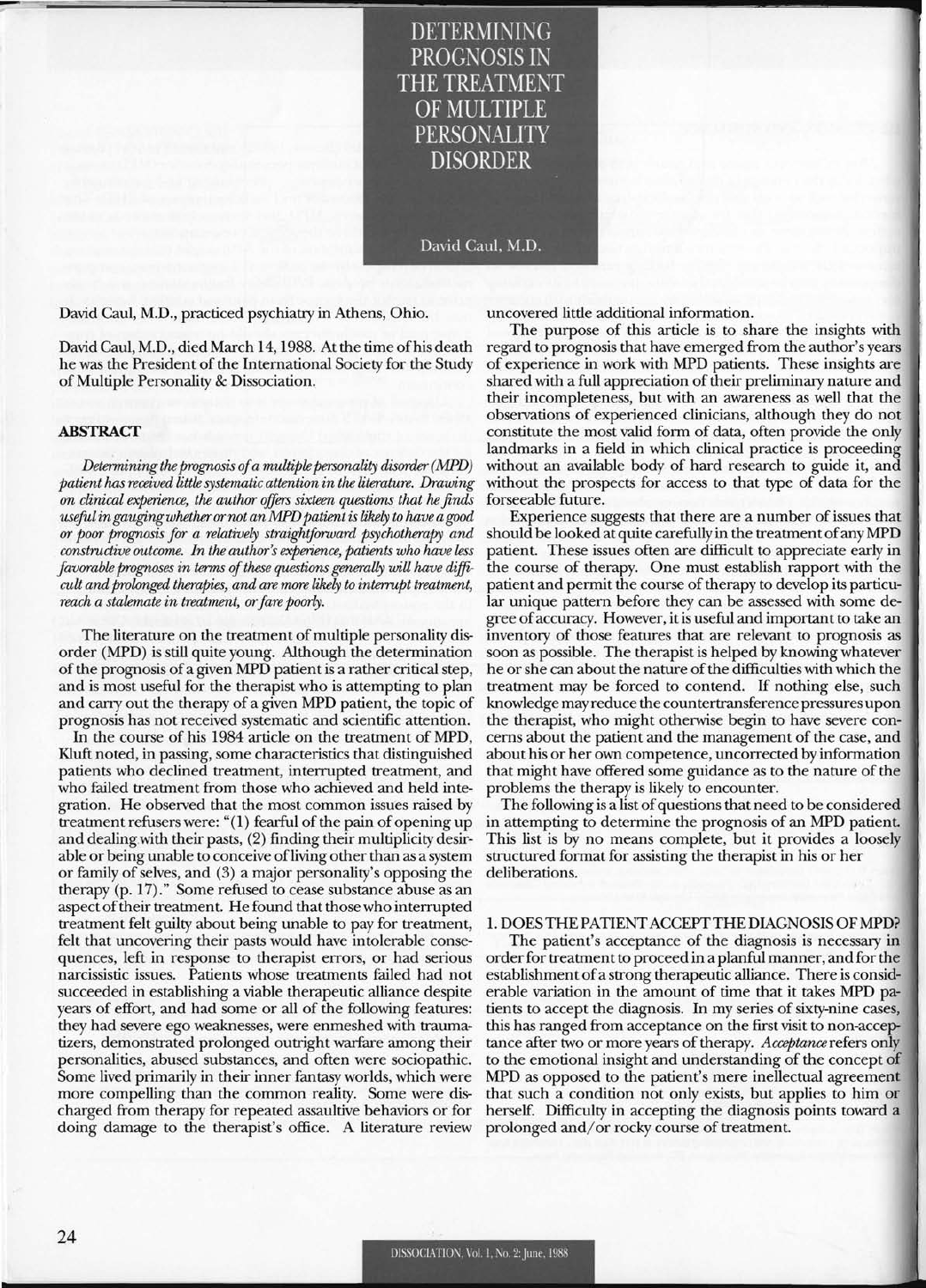# DETERMINING PROGNOSIS IN THE TREATMENT OF MULTIPLE PERSONALITY DISORDER

David Caul, M.D.

David Caul, M.D., practiced psychiatry in Athens, Ohio.

David Caul, M.D., died March 14, 1988. At the time of his death he was the President of the International Society for the Study of Multiple Personality & Dissociation.

### ABSTRACT

*Determining the prognosis of a multiple personality disorder (MPD) patient has received little systematic attention in the literature. Drawing on clinical experience, the author offers sixteen questions that he finds useful in gauging whether or not an MPD patient is likely to have a good or poor prognosis for a relatively straightforward psychotherapy and constructive outcome. In the author's experience, patients who have less favorable prognoses in terms of these questions generally will have difficult and prolonged therapies, and are more likely to interrupt treatment, reach a stalemate in treatment, or fare poorly.*

The literature on the treatment of multiple personality disorder (MPD) is still quite young. Although the determination of the prognosis of a given MPD patient is a rather critical step, and is most useful for the therapist who is attempting to plan and carry out the therapy of a given MPD patient, the topic of prognosis has not received systematic and scientific attention.

In the course of his 1984 article on the treatment of MPD, Kluft noted, in passing, some characteristics that distinguished patients who declined treatment, interrupted treatment, and who failed treatment from those who achieved and held integration. He observed that the most common issues raised by treatment refusers were: "(1) fearful of the pain of opening up and dealing with their pasts, (2) finding their multiplicity desirable or being unable to conceive of living other than as a system or family of selves, and (3) a major personality's opposing the therapy (p. 17)." Some refused to cease substance abuse as an aspect of their treatment. He found that those who interrupted treatment felt guilty about being unable to pay for treatment, felt that uncovering their pasts would have intolerable consequences, left in response to therapist errors, or had serious narcissistic issues. Patients whose treatments failed had not succeeded in establishing a viable therapeutic alliance despite years of effort, and had some or all of the following features: they had severe ego weaknesses, were enmeshed with traumatizers, demonstrated prolonged outright warfare among their personalities, abused substances, and often were sociopathic. Some lived primarily in their inner fantasy worlds, which were more compelling than the common reality. Some were discharged from therapy for repeated assaultive behaviors or for doing damage to the therapist's office. A literature review uncovered little additional information.

The purpose of this article is to share the insights with regard to prognosis that have emerged from the author's years of experience in work with MPD patients. These insights are shared with a full appreciation of their preliminary nature and their incompleteness, but with an awareness as well that the observations of experienced clinicians, although they do not constitute the most valid form of data, often provide the only landmarks in a field in which clinical practice is proceeding without an available body of hard research to guide it, and without the prospects for access to that type of data for the forseeable future.

Experience suggests that there are a number of issues that should be looked at quite carefully in the treatment of any MPD patient. These issues often are difficult to appreciate early in the course of therapy. One must establish rapport with the patient and permit the course of therapy to develop its particular unique pattern before they can be assessed with some degree of accuracy. However, it is useful and important to take an inventory of those features that are relevant to prognosis as soon as possible. The therapist is helped by knowing whatever he or she can about the nature of the difficulties with which the treatment may be forced to contend. If nothing else, such knowledge may reduce the countertransference pressures upon the therapist, who might otherwise begin to have severe concerns about the patient and the management of the case, and about his or her own competence, uncorrected by information that might have offered some guidance as to the nature of the problems the therapy is likely to encounter.

The following is a list of questions that need to be considered in attempting to determine the prognosis of an MPD patient. This list is by no means complete, but it provides a loosely structured format for assisting the therapist in his or her deliberations.

### 1. DOES THE PATIENT ACCEPT THE DIAGNOSIS OF MPD?

The patient's acceptance of the diagnosis is necessary in order for treatment to proceed in a planful manner, and for the establishment of a strong therapeutic alliance. There is considerable variation in the amount of time that it takes MPD patients to accept the diagnosis. In my series of sixty-nine cases, this has ranged from acceptance on the first visit to non-acceptance after two or more years of therapy. *Acceptance* refers only to the emotional insight and understanding of the concept of MPD as opposed to the patient's mere inellectual agreement that such a condition not only exists, but applies to him or herself. Difficulty in accepting the diagnosis points toward a prolonged and/or rocky course of treatment.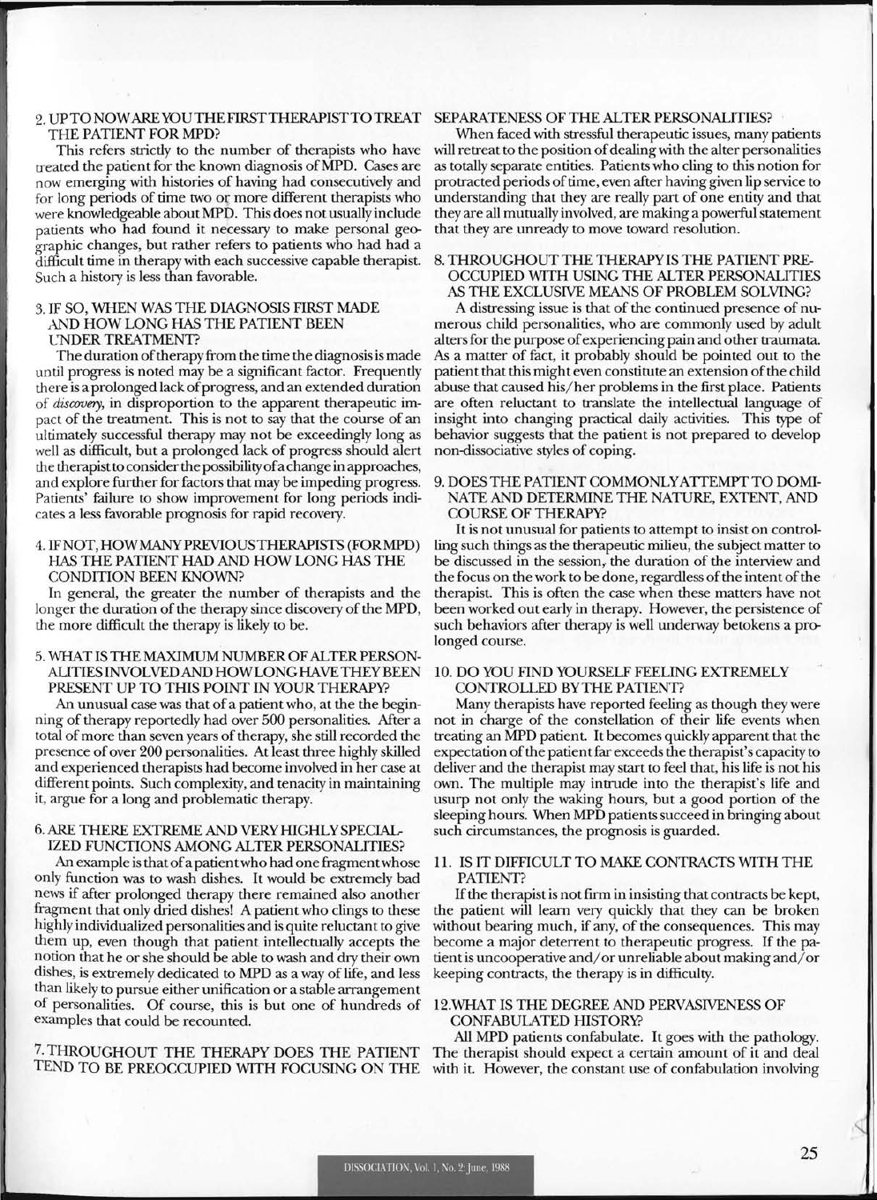2. UP TO NOW ARE YOU THE FIRST THERAPIST TO TREAT THE PATIENT FOR MPD?

This refers strictly to the number of therapists who have treated the patient for the known diagnosis of MPD. Cases are now emerging with histories of having had consecutively and for long periods of time two or more different therapists who were knowledgeable about MPD. This does not usually include patients who had found it necessary to make personal geographic changes, but rather refers to patients who had had a difficult time in therapy with each successive capable therapist. Such a history is less than favorable.

3. IF SO, WHEN WAS THE DIAGNOSIS FIRST MADE AND HOW LONG HAS THE PATIENT BEEN UNDER TREATMENT?

The duration of therapy from the time the diagnosis is made until progress is noted may be a significant factor. Frequently there is a prolonged lack of progress, and an extended duration of *discovery*, in disproportion to the apparent therapeutic impact of the treatment. This is not to say that the course of an ultimately successful therapy may not be exceedingly long as well as difficult, but a prolonged lack of progress should alert the therapist to consider the possibility of a change in approaches, and explore further for factors that may be impeding progress. Patients' failure to show improvement for long periods indicates a less favorable prognosis for rapid recovery.

4. IF NOT, HOW MANY PREVIOUS THERAPISTS (FOR MPD) HAS THE PATIENT HAD AND HOW LONG HAS THE CONDITION BEEN KNOWN?

In general, the greater the number of therapists and the longer the duration of the therapy since discovery of the MPD, the more difficult the therapy is likely to be.

5. WHAT IS THE MAXIMUM NUMBER OF ALTER PERSONALITIES INVOLVED AND HOW LONG HAVE THEY BEEN PRESENT UP TO THIS POINT IN YOUR THERAPY?

An unusual case was that of a patient who, at the the beginning of therapy reportedly had over 500 personalities. After a total of more than seven years of therapy, she still recorded the presence of over 200 personalities. At least three highly skilled and experienced therapists had become involved in her case at different points. Such complexity, and tenacity in maintaining it, argue for a long and problematic therapy.

6. ARE THERE EXTREME AND VERY HIGHLY SPECIALIZED FUNCTIONS AMONG ALTER PERSONALITIES?

An example is that of a patient who had one fragment whose only function was to wash dishes. It would be extremely bad news if after prolonged therapy there remained also another fragment that only dried dishes! A patient who clings to these highly individualized personalities and is quite reluctant to give them up, even though that patient intellectually accepts the notion that he or she should be able to wash and dry their own dishes, is extremely dedicated to MPD as a way of life, and less than likely to pursue either unification or a stable arrangement of personalities. Of course, this is but one of hundreds of examples that could be recounted.

7. THROUGHOUT THE THERAPY DOES THE PATIENT TEND TO BE PREOCCUPIED WITH FOCUSING ON THE SEPARATENESS OF THE ALTER PERSONALITIES?

When faced with stressful therapeutic issues, many patients will retreat to the position of dealing with the alter personalities as totally separate entities. Patients who cling to this notion for protracted periods of time, even after having given lip service to understanding that they are really part of one entity and that they are all mutually involved, are making a powerful statement that they are unready to move toward resolution.

8. THROUGHOUT THE THERAPY IS THE PATIENT PREOCCUPIED WITH USING THE ALTER PERSONALITIES AS THE EXCLUSIVE MEANS OF PROBLEM SOLVING?

A distressing issue is that of the continued presence of numerous child personalities, who are commonly used by adult alters for the purpose of experiencing pain and other traumata. As a matter of fact, it probably should be pointed out to the patient that this might even constitute an extension of the child abuse that caused his/her problems in the first place. Patients are often reluctant to translate the intellectual language of insight into changing practical daily activities. This type of behavior suggests that the patient is not prepared to develop non-dissociative styles of coping.

9. DOES THE PATIENT COMMONLY ATTEMPT TO DOMINATE AND DETERMINE THE NATURE, EXTENT, AND COURSE OF THERAPY?

It is not unusual for patients to attempt to insist on controlling such things as the therapeutic milieu, the subject matter to be discussed in the session, the duration of the interview and the focus on the work to be done, regardless of the intent of the therapist. This is often the case when these matters have not been worked out early in therapy. However, the persistence of such behaviors after therapy is well underway betokens a prolonged course.

10. DO YOU FIND YOURSELF FEELING EXTREMELY CONTROLLED BY THE PATIENT?

Many therapists have reported feeling as though they were not in charge of the constellation of their life events when treating an MPD patient. It becomes quickly apparent that the expectation of the patient far exceeds the therapist's capacity to deliver and the therapist may start to feel that, his life is not his own. The multiple may intrude into the therapist's life and usurp not only the waking hours, but a good portion of the sleeping hours. When MPD patients succeed in bringing about such circumstances, the prognosis is guarded.

11. IS IT DIFFICULT TO MAKE CONTRACTS WITH THE PATIENT?

If the therapist is not firm in insisting that contracts be kept, the patient will learn very quickly that they can be broken without bearing much, if any, of the consequences. This may become a major deterrent to therapeutic progress. If the patient is uncooperative and/or unreliable about making and/or keeping contracts, the therapy is in difficulty.

12. WHAT IS THE DEGREE AND PERVASIVENESS OF CONFABULATED HISTORY?

All MPD patients confabulate. It goes with the pathology. The therapist should expect a certain amount of it and deal with it. However, the constant use of confabulation involving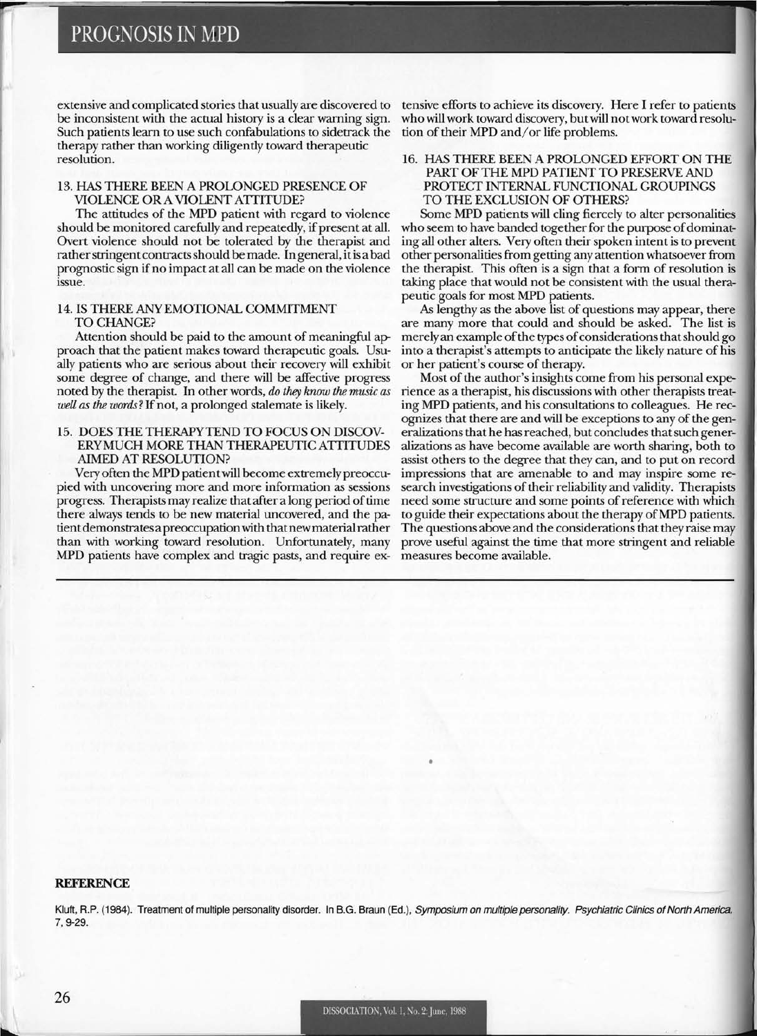extensive and complicated stories that usually are discovered to be inconsistent with the actual history is a clear warning sign. Such patients learn to use such confabulations to sidetrack the therapy rather than working diligently toward therapeutic resolution.

### 13. HAS THERE BEEN A PROLONGED PRESENCE OF VIOLENCE OR A VIOLENT ATTITUDE?

The attitudes of the MPD patient with regard to violence should be monitored carefully and repeatedly, if present at all. Overt violence should not be tolerated by the therapist and rather stringent contracts should be made. In general, it is a bad prognostic sign if no impact at all can be made on the violence issue.

### 14. IS THERE ANY EMOTIONAL COMMITMENT TO CHANGE?

Attention should be paid to the amount of meaningful approach that the patient makes toward therapeutic goals. Usually patients who are serious about their recovery will exhibit some degree of change, and there will be affective progress noted by the therapist. In other words, *do they know the music as well as the words?* If not, a prolonged stalemate is likely.

### 15. DOES THE THERAPY TEND TO FOCUS ON DISCOVERY MUCH MORE THAN THERAPEUTIC ATTITUDES AIMED AT RESOLUTION?

Very often the MPD patient will become extremely preoccupied with uncovering more and more information as sessions progress. Therapists may realize that after a long period of time there always tends to be new material uncovered, and the patient demonstrates a preoccupation with that new material rather than with working toward resolution. Unfortunately, many MPD patients have complex and tragic pasts, and require extensive efforts to achieve its discovery. Here I refer to patients who will work toward discovery, but will not work toward resolution of their MPD and/or life problems.

### 16. HAS THERE BEEN A PROLONGED EFFORT ON THE PART OF THE MPD PATIENT TO PRESERVE AND PROTECT INTERNAL FUNCTIONAL GROUPINGS TO THE EXCLUSION OF OTHERS?

Some MPD patients will cling fiercely to alter personalities who seem to have banded together for the purpose of dominating all other alters. Very often their spoken intent is to prevent other personalities from getting any attention whatsoever from the therapist. This often is a sign that a form of resolution is taking place that would not be consistent with the usual therapeutic goals for most MPD patients.

As lengthy as the above list of questions may appear, there are many more that could and should be asked. The list is merely an example of the types of considerations that should go into a therapist's attempts to anticipate the likely nature of his or her patient's course of therapy.

Most of the author's insights come from his personal experience as a therapist, his discussions with other therapists treating MPD patients, and his consultations to colleagues. He recognizes that there are and will be exceptions to any of the generalizations that he has reached, but concludes that such generalizations as have become available are worth sharing, both to assist others to the degree that they can, and to put on record impressions that are amenable to and may inspire some research investigations of their reliability and validity. Therapists need some structure and some points of reference with which to guide their expectations about the therapy of MPD patients. The questions above and the considerations that they raise may prove useful against the time that more stringent and reliable measures become available.

## REFERENCE

Kluft, R.P. (1984). Treatment of multiple personality disorder. In B.G. Braun (Ed.), *Symposium on multiple personality. Psychiatric Clinics of North America,* 7, 9-29.